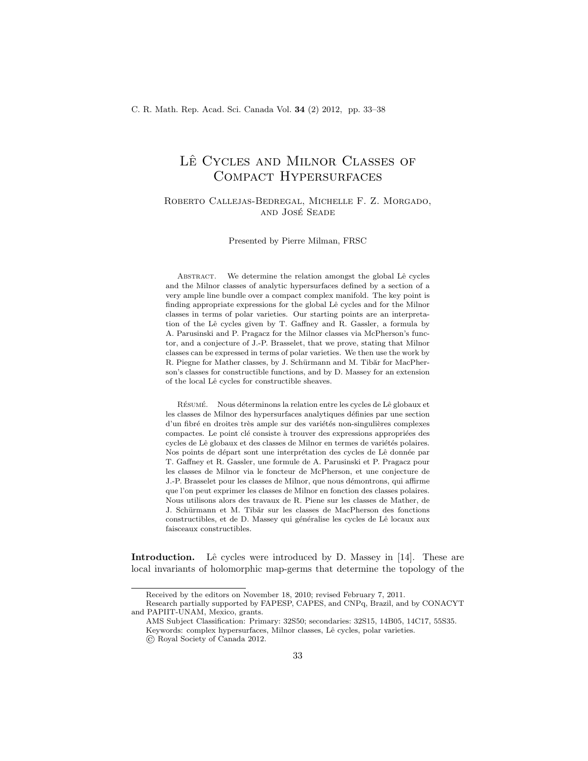# Lê Cycles and Milnor Classes of Compact Hypersurfaces

Roberto Callejas-Bedregal, Michelle F. Z. Morgado, and José Seade

Presented by Pierre Milman, FRSC

Abstract. We determine the relation amongst the global Lê cycles and the Milnor classes of analytic hypersurfaces defined by a section of a very ample line bundle over a compact complex manifold. The key point is finding appropriate expressions for the global Lê cycles and for the Milnor classes in terms of polar varieties. Our starting points are an interpretation of the Lê cycles given by T. Gaffney and R. Gassler, a formula by A. Parusinski and P. Pragacz for the Milnor classes via McPherson's functor, and a conjecture of J.-P. Brasselet, that we prove, stating that Milnor classes can be expressed in terms of polar varieties. We then use the work by R. Piegne for Mather classes, by J. Schürmann and M. Tibăr for MacPherson's classes for constructible functions, and by D. Massey for an extension of the local Lê cycles for constructible sheaves.

Résumé. Nous déterminons la relation entre les cycles de Lê globaux et les classes de Milnor des hypersurfaces analytiques définies par une section d'un fibré en droites très ample sur des variétés non-singulières complexes compactes. Le point clé consiste à trouver des expressions appropriées des cycles de Lê globaux et des classes de Milnor en termes de variétés polaires. Nos points de départ sont une interprétation des cycles de Lê donnée par T. Gaffney et R. Gassler, une formule de A. Parusinski et P. Pragacz pour les classes de Milnor via le foncteur de McPherson, et une conjecture de J.-P. Brasselet pour les classes de Milnor, que nous démontrons, qui affirme que l'on peut exprimer les classes de Milnor en fonction des classes polaires. Nous utilisons alors des travaux de R. Piene sur les classes de Mather, de J. Schürmann et M. Tibăr sur les classes de MacPherson des fonctions constructibles, et de D. Massey qui généralise les cycles de Lê locaux aux faisceaux constructibles.

**Introduction.** Lê cycles were introduced by D. Massey in [14]. These are local invariants of holomorphic map-germs that determine the topology of the

---

Received by the editors on November 18, 2010; revised February 7, 2011.

Research partially supported by FAPESP, CAPES, and CNPq, Brazil, and by CONACYT and PAPIIT-UNAM, Mexico, grants.

AMS Subject Classification: Primary: 32S50; secondaries: 32S15, 14B05, 14C17, 55S35.

Keywords: complex hypersurfaces, Milnor classes, Lê cycles, polar varieties.

© Royal Society of Canada 2012.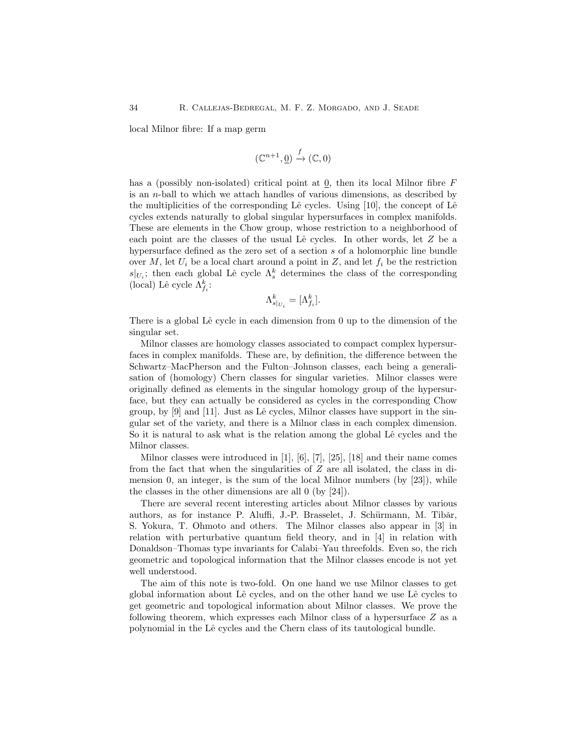local Milnor fibre: If a map germ

$$(\mathbb{C}^{n+1}, \underline{0}) \xrightarrow{f} (\mathbb{C}, 0)$$

has a (possibly non-isolated) critical point at $\underline{0}$, then its local Milnor fibre $F$ is an $n$-ball to which we attach handles of various dimensions, as described by the multiplicities of the corresponding Lê cycles. Using [10], the concept of Lê cycles extends naturally to global singular hypersurfaces in complex manifolds. These are elements in the Chow group, whose restriction to a neighborhood of each point are the classes of the usual Lê cycles. In other words, let $Z$ be a hypersurface defined as the zero set of a section $s$ of a holomorphic line bundle over $M$, let $U_i$ be a local chart around a point in $Z$, and let $f_i$ be the restriction $s|_{U_i}$; then each global Lê cycle $\Lambda^k_s$ determines the class of the corresponding (local) Lê cycle $\Lambda^k_{f_i}$:

$$\Lambda^k_{s|_{U_i}} = [\Lambda^k_{f_i}].$$

There is a global Lê cycle in each dimension from 0 up to the dimension of the singular set.

Milnor classes are homology classes associated to compact complex hypersurfaces in complex manifolds. These are, by definition, the difference between the Schwartz–MacPherson and the Fulton–Johnson classes, each being a generalisation of (homology) Chern classes for singular varieties. Milnor classes were originally defined as elements in the singular homology group of the hypersurface, but they can actually be considered as cycles in the corresponding Chow group, by [9] and [11]. Just as Lê cycles, Milnor classes have support in the singular set of the variety, and there is a Milnor class in each complex dimension. So it is natural to ask what is the relation among the global Lê cycles and the Milnor classes.

Milnor classes were introduced in [1], [6], [7], [25], [18] and their name comes from the fact that when the singularities of $Z$ are all isolated, the class in dimension 0, an integer, is the sum of the local Milnor numbers (by [23]), while the classes in the other dimensions are all 0 (by [24]).

There are several recent interesting articles about Milnor classes by various authors, as for instance P. Aluffi, J.-P. Brasselet, J. Schürmann, M. Tibăr, S. Yokura, T. Ohmoto and others. The Milnor classes also appear in [3] in relation with perturbative quantum field theory, and in [4] in relation with Donaldson–Thomas type invariants for Calabi–Yau threefolds. Even so, the rich geometric and topological information that the Milnor classes encode is not yet well understood.

The aim of this note is two-fold. On one hand we use Milnor classes to get global information about Lê cycles, and on the other hand we use Lê cycles to get geometric and topological information about Milnor classes. We prove the following theorem, which expresses each Milnor class of a hypersurface $Z$ as a polynomial in the Lê cycles and the Chern class of its tautological bundle.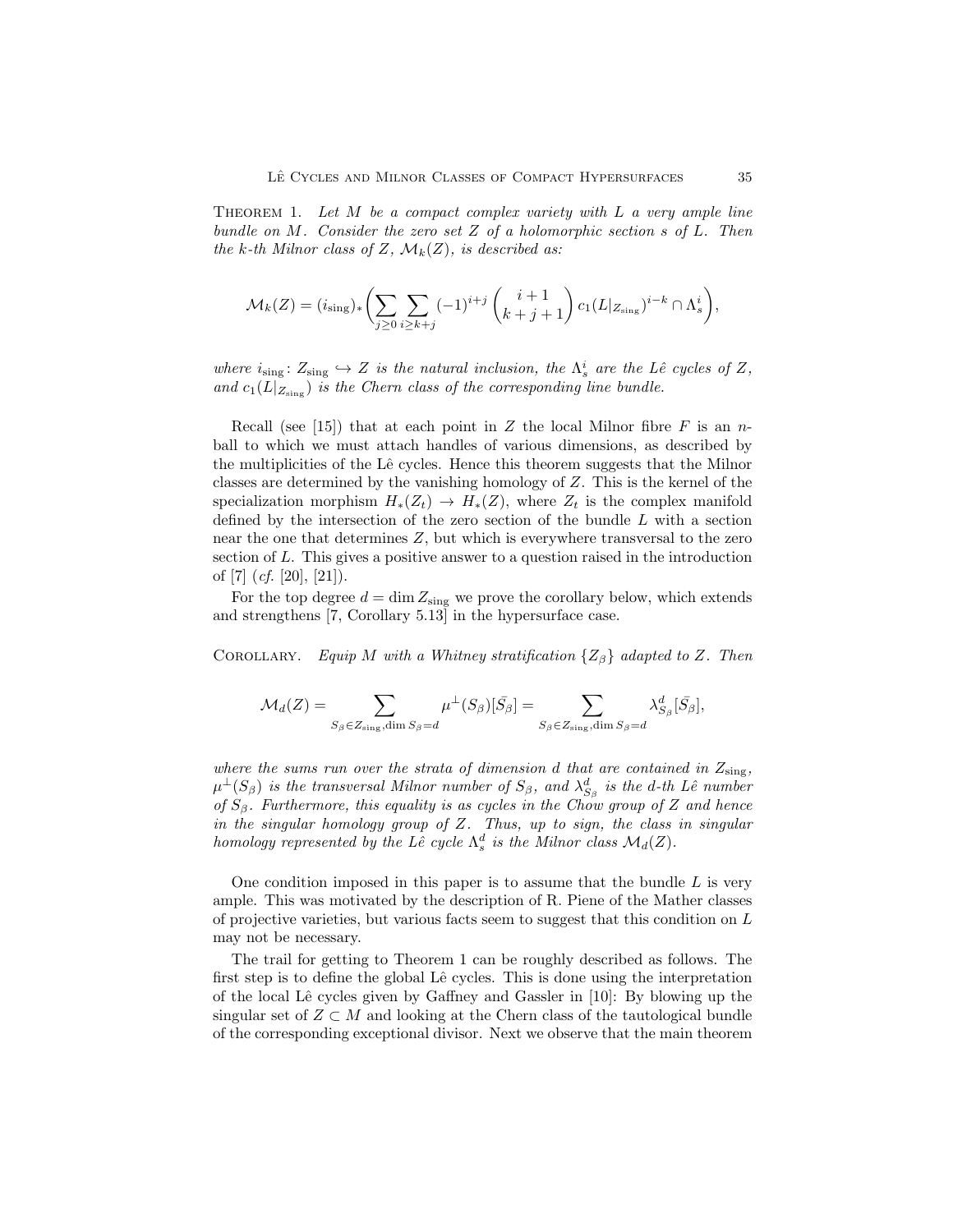Theorem 1. *Let $M$ be a compact complex variety with $L$ a very ample line bundle on $M$. Consider the zero set $Z$ of a holomorphic section $s$ of $L$. Then the $k$-th Milnor class of $Z$, $\mathcal{M}_k(Z)$, is described as:*

$$\mathcal{M}_k(Z) = (i_{\mathrm{sing}})_*\Bigg(\sum_{j\geq 0}\sum_{i\geq k+j}(-1)^{i+j}\binom{i+1}{k+j+1} c_1(L|_{Z_{\mathrm{sing}}})^{i-k}\cap\Lambda_s^i\Bigg),$$

*where $i_{\mathrm{sing}}\colon Z_{\mathrm{sing}}\hookrightarrow Z$ is the natural inclusion, the $\Lambda_s^i$ are the Lê cycles of $Z$, and $c_1(L|_{Z_{\mathrm{sing}}})$ is the Chern class of the corresponding line bundle.*

Recall (see [15]) that at each point in $Z$ the local Milnor fibre $F$ is an $n$-ball to which we must attach handles of various dimensions, as described by the multiplicities of the Lê cycles. Hence this theorem suggests that the Milnor classes are determined by the vanishing homology of $Z$. This is the kernel of the specialization morphism $H_*(Z_t)\to H_*(Z)$, where $Z_t$ is the complex manifold defined by the intersection of the zero section of the bundle $L$ with a section near the one that determines $Z$, but which is everywhere transversal to the zero section of $L$. This gives a positive answer to a question raised in the introduction of [7] (*cf.* [20], [21]).

For the top degree $d=\dim Z_{\mathrm{sing}}$ we prove the corollary below, which extends and strengthens [7, Corollary 5.13] in the hypersurface case.

Corollary. *Equip $M$ with a Whitney stratification $\{Z_\beta\}$ adapted to $Z$. Then*

$$\mathcal{M}_d(Z) = \sum_{S_\beta\in Z_{\mathrm{sing}},\dim S_\beta=d}\mu^\perp(S_\beta)[\bar{S_\beta}] = \sum_{S_\beta\in Z_{\mathrm{sing}},\dim S_\beta=d}\lambda^d_{S_\beta}[\bar{S_\beta}],$$

*where the sums run over the strata of dimension $d$ that are contained in $Z_{\mathrm{sing}}$, $\mu^\perp(S_\beta)$ is the transversal Milnor number of $S_\beta$, and $\lambda^d_{S_\beta}$ is the $d$-th Lê number of $S_\beta$. Furthermore, this equality is as cycles in the Chow group of $Z$ and hence in the singular homology group of $Z$. Thus, up to sign, the class in singular homology represented by the Lê cycle $\Lambda_s^d$ is the Milnor class $\mathcal{M}_d(Z)$.*

One condition imposed in this paper is to assume that the bundle $L$ is very ample. This was motivated by the description of R. Piene of the Mather classes of projective varieties, but various facts seem to suggest that this condition on $L$ may not be necessary.

The trail for getting to Theorem 1 can be roughly described as follows. The first step is to define the global Lê cycles. This is done using the interpretation of the local Lê cycles given by Gaffney and Gassler in [10]: By blowing up the singular set of $Z\subset M$ and looking at the Chern class of the tautological bundle of the corresponding exceptional divisor. Next we observe that the main theorem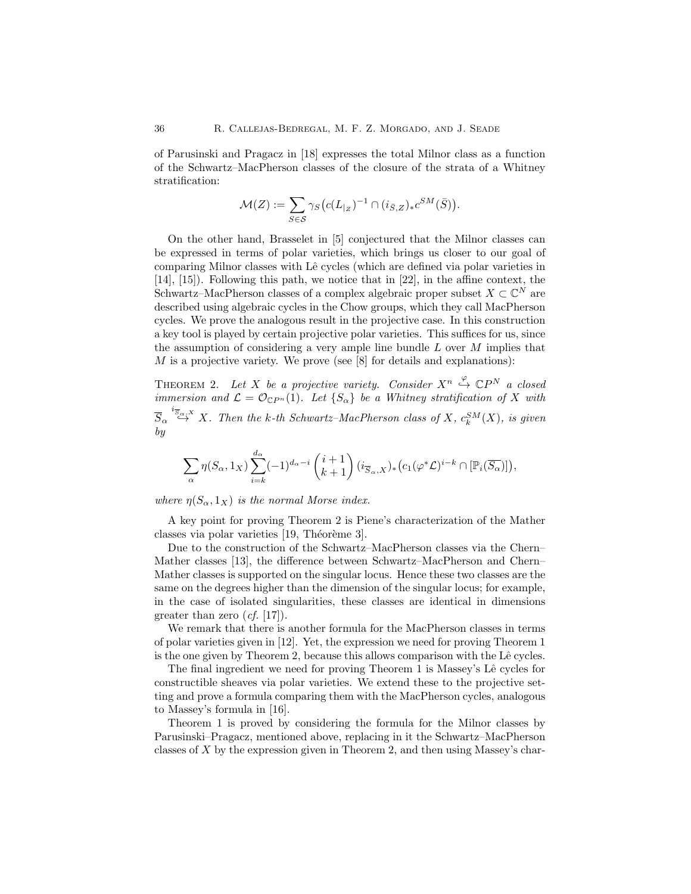of Parusinski and Pragacz in [18] expresses the total Milnor class as a function of the Schwartz–MacPherson classes of the closure of the strata of a Whitney stratification:

$$\mathcal{M}(Z) := \sum_{S \in \mathcal{S}} \gamma_S \big( c(L_{|Z})^{-1} \cap (i_{\bar{S},Z})_* c^{SM}(\bar{S}) \big).$$

On the other hand, Brasselet in [5] conjectured that the Milnor classes can be expressed in terms of polar varieties, which brings us closer to our goal of comparing Milnor classes with Lê cycles (which are defined via polar varieties in [14], [15]). Following this path, we notice that in [22], in the affine context, the Schwartz–MacPherson classes of a complex algebraic proper subset $X \subset \mathbb{C}^N$ are described using algebraic cycles in the Chow groups, which they call MacPherson cycles. We prove the analogous result in the projective case. In this construction a key tool is played by certain projective polar varieties. This suffices for us, since the assumption of considering a very ample line bundle $L$ over $M$ implies that $M$ is a projective variety. We prove (see [8] for details and explanations):

**Theorem 2.** *Let $X$ be a projective variety. Consider $X^n \overset{\varphi}{\hookrightarrow} \mathbb{C}P^N$ a closed immersion and $\mathcal{L} = \mathcal{O}_{\mathbb{C}P^n}(1)$. Let $\{S_\alpha\}$ be a Whitney stratification of $X$ with $\overline{S}_\alpha \overset{i_{\overline{S}_\alpha,X}}{\hookrightarrow} X$. Then the $k$-th Schwartz–MacPherson class of $X$, $c_k^{SM}(X)$, is given by*

$$\sum_\alpha \eta(S_\alpha, 1_X) \sum_{i=k}^{d_\alpha} (-1)^{d_\alpha - i} \binom{i+1}{k+1} (i_{\overline{S}_\alpha, X})_* \big( c_1(\varphi^* \mathcal{L})^{i-k} \cap [\mathbb{P}_i(\overline{S_\alpha})] \big),$$

*where $\eta(S_\alpha, 1_X)$ is the normal Morse index.*

A key point for proving Theorem 2 is Piene's characterization of the Mather classes via polar varieties [19, Théorème 3].

Due to the construction of the Schwartz–MacPherson classes via the Chern–Mather classes [13], the difference between Schwartz–MacPherson and Chern–Mather classes is supported on the singular locus. Hence these two classes are the same on the degrees higher than the dimension of the singular locus; for example, in the case of isolated singularities, these classes are identical in dimensions greater than zero (*cf.* [17]).

We remark that there is another formula for the MacPherson classes in terms of polar varieties given in [12]. Yet, the expression we need for proving Theorem 1 is the one given by Theorem 2, because this allows comparison with the Lê cycles.

The final ingredient we need for proving Theorem 1 is Massey's Lê cycles for constructible sheaves via polar varieties. We extend these to the projective setting and prove a formula comparing them with the MacPherson cycles, analogous to Massey's formula in [16].

Theorem 1 is proved by considering the formula for the Milnor classes by Parusinski–Pragacz, mentioned above, replacing in it the Schwartz–MacPherson classes of $X$ by the expression given in Theorem 2, and then using Massey's char-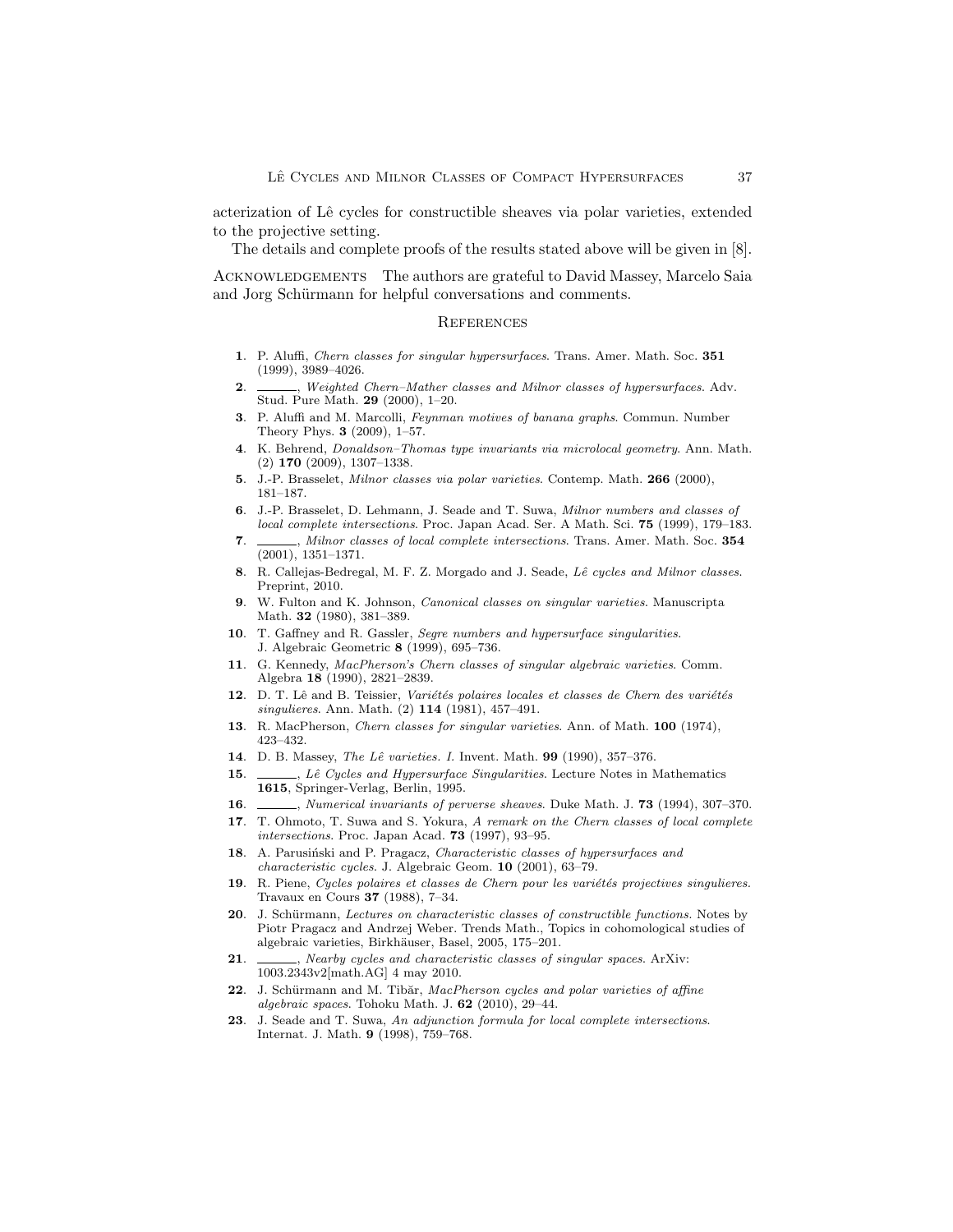acterization of Lê cycles for constructible sheaves via polar varieties, extended to the projective setting.

The details and complete proofs of the results stated above will be given in [8].

Acknowledgements The authors are grateful to David Massey, Marcelo Saia and Jorg Schürmann for helpful conversations and comments.

## References

1. P. Aluffi, *Chern classes for singular hypersurfaces*. Trans. Amer. Math. Soc. **351** (1999), 3989–4026.
2. ______, *Weighted Chern–Mather classes and Milnor classes of hypersurfaces*. Adv. Stud. Pure Math. **29** (2000), 1–20.
3. P. Aluffi and M. Marcolli, *Feynman motives of banana graphs*. Commun. Number Theory Phys. **3** (2009), 1–57.
4. K. Behrend, *Donaldson–Thomas type invariants via microlocal geometry*. Ann. Math. (2) **170** (2009), 1307–1338.
5. J.-P. Brasselet, *Milnor classes via polar varieties*. Contemp. Math. **266** (2000), 181–187.
6. J.-P. Brasselet, D. Lehmann, J. Seade and T. Suwa, *Milnor numbers and classes of local complete intersections*. Proc. Japan Acad. Ser. A Math. Sci. **75** (1999), 179–183.
7. ______, *Milnor classes of local complete intersections*. Trans. Amer. Math. Soc. **354** (2001), 1351–1371.
8. R. Callejas-Bedregal, M. F. Z. Morgado and J. Seade, *Lê cycles and Milnor classes*. Preprint, 2010.
9. W. Fulton and K. Johnson, *Canonical classes on singular varieties*. Manuscripta Math. **32** (1980), 381–389.
10. T. Gaffney and R. Gassler, *Segre numbers and hypersurface singularities*. J. Algebraic Geometric **8** (1999), 695–736.
11. G. Kennedy, *MacPherson's Chern classes of singular algebraic varieties*. Comm. Algebra **18** (1990), 2821–2839.
12. D. T. Lê and B. Teissier, *Variétés polaires locales et classes de Chern des variétés singulieres*. Ann. Math. (2) **114** (1981), 457–491.
13. R. MacPherson, *Chern classes for singular varieties*. Ann. of Math. **100** (1974), 423–432.
14. D. B. Massey, *The Lê varieties. I*. Invent. Math. **99** (1990), 357–376.
15. ______, *Lê Cycles and Hypersurface Singularities*. Lecture Notes in Mathematics **1615**, Springer-Verlag, Berlin, 1995.
16. ______, *Numerical invariants of perverse sheaves*. Duke Math. J. **73** (1994), 307–370.
17. T. Ohmoto, T. Suwa and S. Yokura, *A remark on the Chern classes of local complete intersections*. Proc. Japan Acad. **73** (1997), 93–95.
18. A. Parusiński and P. Pragacz, *Characteristic classes of hypersurfaces and characteristic cycles*. J. Algebraic Geom. **10** (2001), 63–79.
19. R. Piene, *Cycles polaires et classes de Chern pour les variétés projectives singulieres*. Travaux en Cours **37** (1988), 7–34.
20. J. Schürmann, *Lectures on characteristic classes of constructible functions*. Notes by Piotr Pragacz and Andrzej Weber. Trends Math., Topics in cohomological studies of algebraic varieties, Birkhäuser, Basel, 2005, 175–201.
21. ______, *Nearby cycles and characteristic classes of singular spaces*. ArXiv: 1003.2343v2[math.AG] 4 may 2010.
22. J. Schürmann and M. Tibăr, *MacPherson cycles and polar varieties of affine algebraic spaces*. Tohoku Math. J. **62** (2010), 29–44.
23. J. Seade and T. Suwa, *An adjunction formula for local complete intersections*. Internat. J. Math. **9** (1998), 759–768.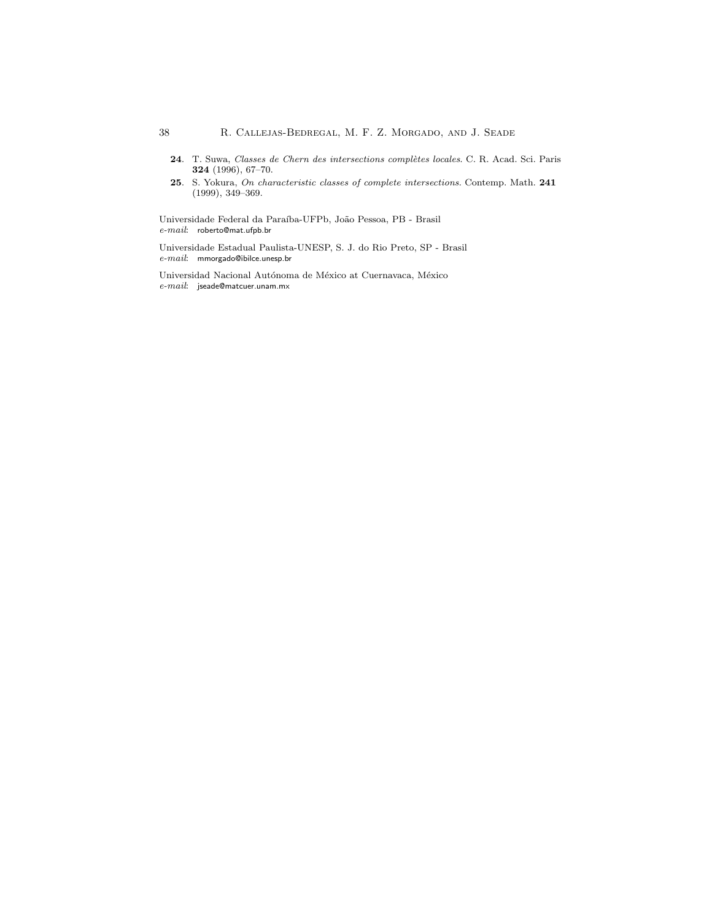**24**. T. Suwa, *Classes de Chern des intersections complètes locales*. C. R. Acad. Sci. Paris **324** (1996), 67–70.

**25**. S. Yokura, *On characteristic classes of complete intersections*. Contemp. Math. **241** (1999), 349–369.

Universidade Federal da Paraíba-UFPb, João Pessoa, PB - Brasil
*e-mail*: roberto@mat.ufpb.br

Universidade Estadual Paulista-UNESP, S. J. do Rio Preto, SP - Brasil
*e-mail*: mmorgado@ibilce.unesp.br

Universidad Nacional Autónoma de México at Cuernavaca, México
*e-mail*: jseade@matcuer.unam.mx